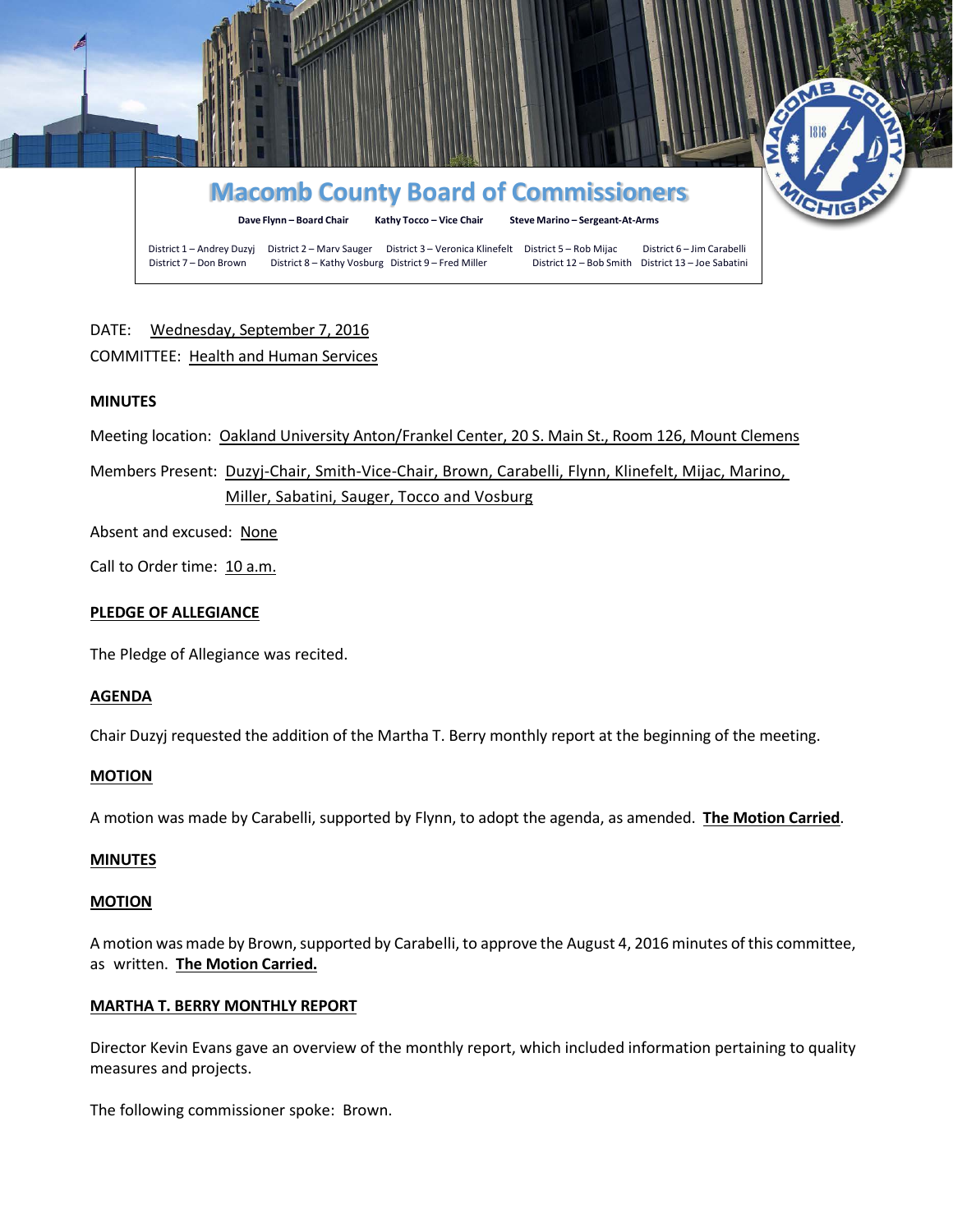# Macomb County Board of Commissioners

**Dave Flynn – Board Chair** **Kathy Tocco – Vice Chair** **Steve Marino – Sergeant-At-Arms**

District 1 – Andrey Duzyj District 2 – Marv Sauger District 3 – Veronica Klinefelt District 5 – Rob Mijac District 6 – Jim Carabelli
District 7 – Don Brown District 8 – Kathy Vosburg District 9 – Fred Miller District 12 – Bob Smith District 13 – Joe Sabatini

DATE: Wednesday, September 7, 2016

COMMITTEE: Health and Human Services

**MINUTES**

Meeting location: Oakland University Anton/Frankel Center, 20 S. Main St., Room 126, Mount Clemens

Members Present: Duzyj-Chair, Smith-Vice-Chair, Brown, Carabelli, Flynn, Klinefelt, Mijac, Marino, Miller, Sabatini, Sauger, Tocco and Vosburg

Absent and excused: None

Call to Order time: 10 a.m.

**PLEDGE OF ALLEGIANCE**

The Pledge of Allegiance was recited.

**AGENDA**

Chair Duzyj requested the addition of the Martha T. Berry monthly report at the beginning of the meeting.

**MOTION**

A motion was made by Carabelli, supported by Flynn, to adopt the agenda, as amended. **The Motion Carried**.

**MINUTES**

**MOTION**

A motion was made by Brown, supported by Carabelli, to approve the August 4, 2016 minutes of this committee, as written. **The Motion Carried.**

**MARTHA T. BERRY MONTHLY REPORT**

Director Kevin Evans gave an overview of the monthly report, which included information pertaining to quality measures and projects.

The following commissioner spoke: Brown.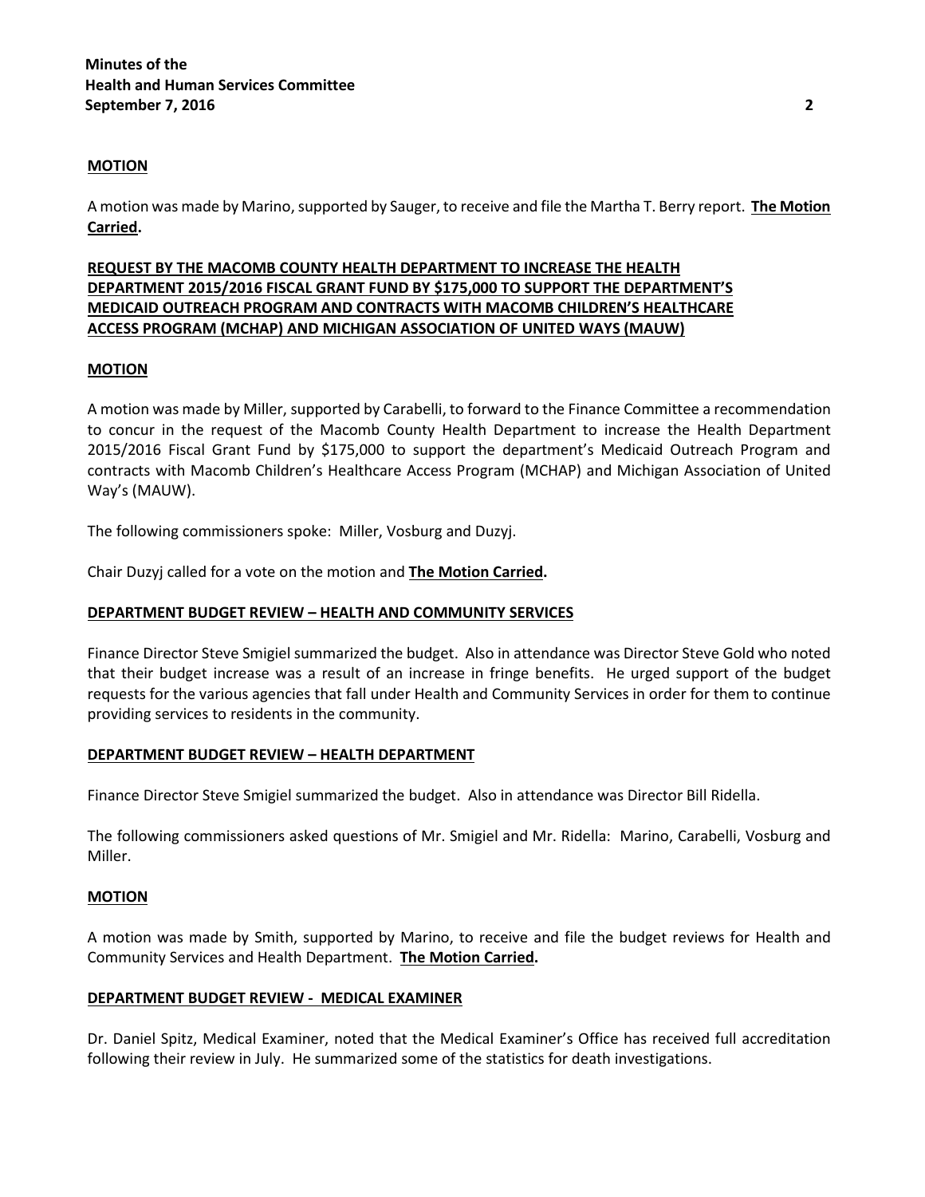**MOTION**

A motion was made by Marino, supported by Sauger, to receive and file the Martha T. Berry report. **The Motion Carried.**

**REQUEST BY THE MACOMB COUNTY HEALTH DEPARTMENT TO INCREASE THE HEALTH DEPARTMENT 2015/2016 FISCAL GRANT FUND BY $175,000 TO SUPPORT THE DEPARTMENT'S MEDICAID OUTREACH PROGRAM AND CONTRACTS WITH MACOMB CHILDREN'S HEALTHCARE ACCESS PROGRAM (MCHAP) AND MICHIGAN ASSOCIATION OF UNITED WAYS (MAUW)**

**MOTION**

A motion was made by Miller, supported by Carabelli, to forward to the Finance Committee a recommendation to concur in the request of the Macomb County Health Department to increase the Health Department 2015/2016 Fiscal Grant Fund by $175,000 to support the department's Medicaid Outreach Program and contracts with Macomb Children's Healthcare Access Program (MCHAP) and Michigan Association of United Way's (MAUW).

The following commissioners spoke: Miller, Vosburg and Duzyj.

Chair Duzyj called for a vote on the motion and **The Motion Carried.**

**DEPARTMENT BUDGET REVIEW – HEALTH AND COMMUNITY SERVICES**

Finance Director Steve Smigiel summarized the budget. Also in attendance was Director Steve Gold who noted that their budget increase was a result of an increase in fringe benefits. He urged support of the budget requests for the various agencies that fall under Health and Community Services in order for them to continue providing services to residents in the community.

**DEPARTMENT BUDGET REVIEW – HEALTH DEPARTMENT**

Finance Director Steve Smigiel summarized the budget. Also in attendance was Director Bill Ridella.

The following commissioners asked questions of Mr. Smigiel and Mr. Ridella: Marino, Carabelli, Vosburg and Miller.

**MOTION**

A motion was made by Smith, supported by Marino, to receive and file the budget reviews for Health and Community Services and Health Department. **The Motion Carried.**

**DEPARTMENT BUDGET REVIEW - MEDICAL EXAMINER**

Dr. Daniel Spitz, Medical Examiner, noted that the Medical Examiner's Office has received full accreditation following their review in July. He summarized some of the statistics for death investigations.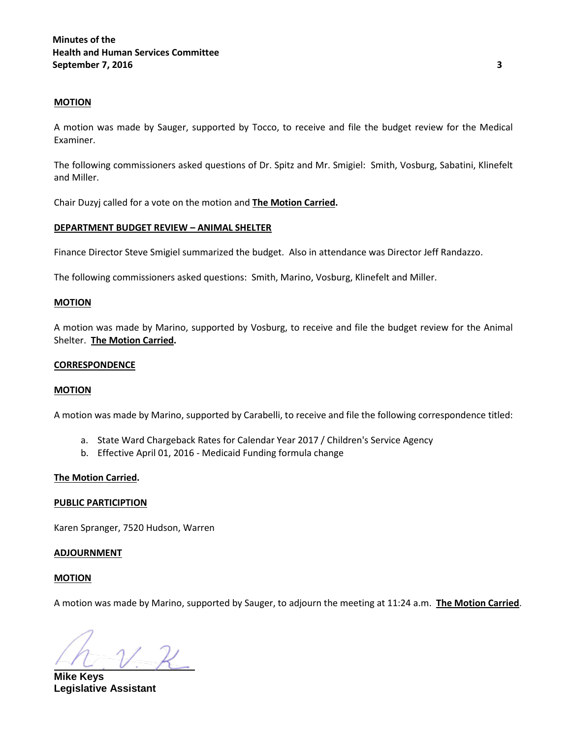**MOTION**

A motion was made by Sauger, supported by Tocco, to receive and file the budget review for the Medical Examiner.

The following commissioners asked questions of Dr. Spitz and Mr. Smigiel: Smith, Vosburg, Sabatini, Klinefelt and Miller.

Chair Duzyj called for a vote on the motion and **The Motion Carried.**

**DEPARTMENT BUDGET REVIEW – ANIMAL SHELTER**

Finance Director Steve Smigiel summarized the budget. Also in attendance was Director Jeff Randazzo.

The following commissioners asked questions: Smith, Marino, Vosburg, Klinefelt and Miller.

**MOTION**

A motion was made by Marino, supported by Vosburg, to receive and file the budget review for the Animal Shelter. **The Motion Carried.**

**CORRESPONDENCE**

**MOTION**

A motion was made by Marino, supported by Carabelli, to receive and file the following correspondence titled:

a. State Ward Chargeback Rates for Calendar Year 2017 / Children's Service Agency
b. Effective April 01, 2016 - Medicaid Funding formula change

**The Motion Carried.**

**PUBLIC PARTICIPTION**

Karen Spranger, 7520 Hudson, Warren

**ADJOURNMENT**

**MOTION**

A motion was made by Marino, supported by Sauger, to adjourn the meeting at 11:24 a.m. **The Motion Carried**.

**Mike Keys**
**Legislative Assistant**